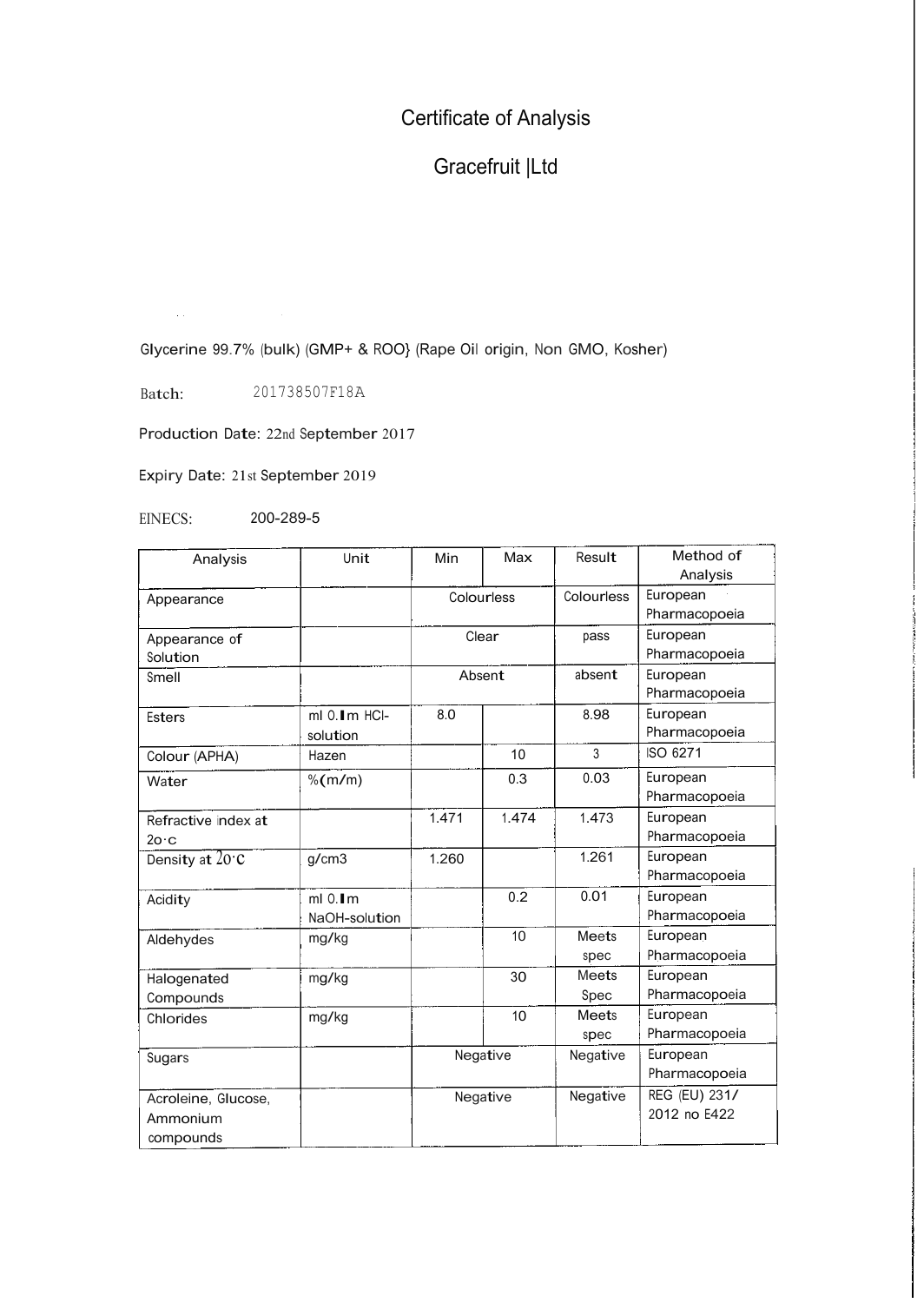# Certificate of Analysis

## Gracefruit |Ltd

Glycerine 99.7% (bulk) (GMP+ & ROO} (Rape Oil origin, Non GMO, Kosher)

Batch: 201738507F18A

Production Date: 22nd September 2017

Expiry Date: 21st September 2019

EINECS: 200-289-5

| Analysis | Unit | Min | Max | Result | Method of Analysis |
|---|---|---|---|---|---|
| Appearance | | Colourless | | Colourless | European Pharmacopoeia |
| Appearance of Solution | | Clear | | pass | European Pharmacopoeia |
| Smell | | Absent | | absent | European Pharmacopoeia |
| Esters | ml 0.1m HCl-solution | 8.0 | | 8.98 | European Pharmacopoeia |
| Colour (APHA) | Hazen | | 10 | 3 | ISO 6271 |
| Water | %(m/m) | | 0.3 | 0.03 | European Pharmacopoeia |
| Refractive index at 20·C | | 1.471 | 1.474 | 1.473 | European Pharmacopoeia |
| Density at 20·C | g/cm3 | 1.260 | | 1.261 | European Pharmacopoeia |
| Acidity | ml 0.1m NaOH-solution | | 0.2 | 0.01 | European Pharmacopoeia |
| Aldehydes | mg/kg | | 10 | Meets spec | European Pharmacopoeia |
| Halogenated Compounds | mg/kg | | 30 | Meets Spec | European Pharmacopoeia |
| Chlorides | mg/kg | | 10 | Meets spec | European Pharmacopoeia |
| Sugars | | Negative | | Negative | European Pharmacopoeia |
| Acroleine, Glucose, Ammonium compounds | | Negative | | Negative | REG (EU) 231/ 2012 no E422 |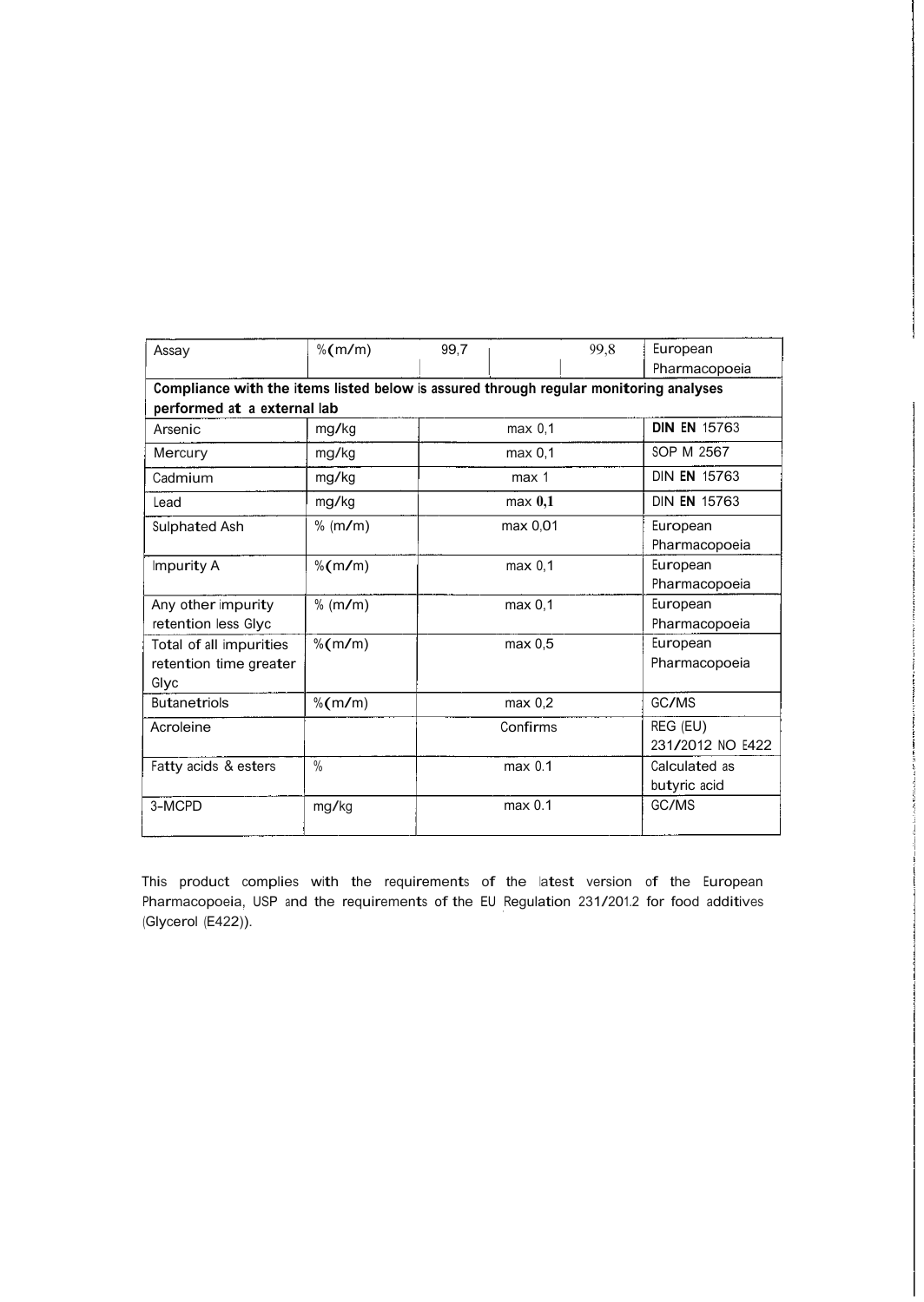| | | | | |
|---|---|---|---|---|
| Assay | %(m/m) | 99,7 | 99,8 | European Pharmacopoeia |
| **Compliance with the items listed below is assured through regular monitoring analyses performed at a external lab** | | | | |
| Arsenic | mg/kg | max 0,1 | | **DIN EN** 15763 |
| Mercury | mg/kg | max 0,1 | | SOP M 2567 |
| Cadmium | mg/kg | max 1 | | DIN **EN** 15763 |
| Lead | mg/kg | max **0,1** | | DIN **EN** 15763 |
| Sulphated Ash | % (m/m) | max 0,01 | | European Pharmacopoeia |
| Impurity A | %(m/m) | max 0,1 | | European Pharmacopoeia |
| Any other impurity retention less Glyc | % (m/m) | max 0,1 | | European Pharmacopoeia |
| Total of all impurities retention time greater Glyc | %(m/m) | max 0,5 | | European Pharmacopoeia |
| Butanetriols | %(m/m) | max 0,2 | | GC/MS |
| Acroleine | | Confirms | | REG (EU) 231/2012 NO E422 |
| Fatty acids & esters | % | max 0.1 | | Calculated as butyric acid |
| 3-MCPD | mg/kg | max 0.1 | | GC/MS |

This product complies with the requirements of the latest version of the European Pharmacopoeia, USP and the requirements of the EU Regulation 231/201.2 for food additives (Glycerol (E422)).